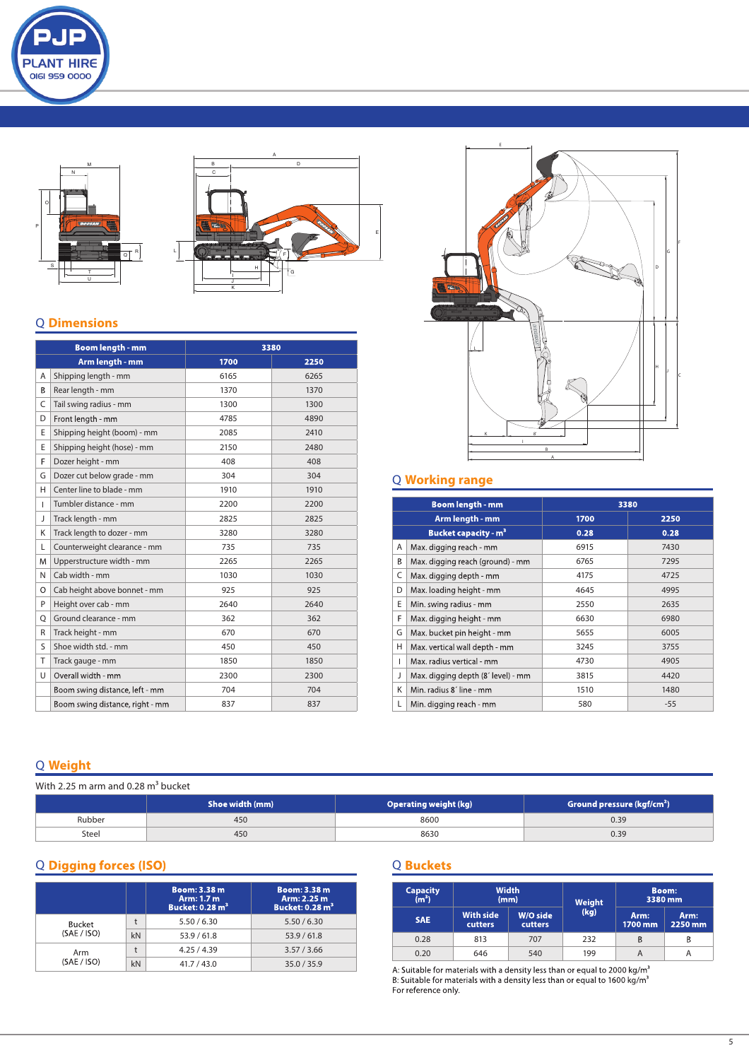PJP PLANT HIRE 0161 959 0000

## Dimensions

| | Boom length - mm | 3380 | |
|---|---|---|---|
| | Arm length - mm | 1700 | 2250 |
| A | Shipping length - mm | 6165 | 6265 |
| B | Rear length - mm | 1370 | 1370 |
| C | Tail swing radius - mm | 1300 | 1300 |
| D | Front length - mm | 4785 | 4890 |
| E | Shipping height (boom) - mm | 2085 | 2410 |
| E | Shipping height (hose) - mm | 2150 | 2480 |
| F | Dozer height - mm | 408 | 408 |
| G | Dozer cut below grade - mm | 304 | 304 |
| H | Center line to blade - mm | 1910 | 1910 |
| I | Tumbler distance - mm | 2200 | 2200 |
| J | Track length - mm | 2825 | 2825 |
| K | Track length to dozer - mm | 3280 | 3280 |
| L | Counterweight clearance - mm | 735 | 735 |
| M | Upperstructure width - mm | 2265 | 2265 |
| N | Cab width - mm | 1030 | 1030 |
| O | Cab height above bonnet - mm | 925 | 925 |
| P | Height over cab - mm | 2640 | 2640 |
| Q | Ground clearance - mm | 362 | 362 |
| R | Track height - mm | 670 | 670 |
| S | Shoe width std. - mm | 450 | 450 |
| T | Track gauge - mm | 1850 | 1850 |
| U | Overall width - mm | 2300 | 2300 |
| | Boom swing distance, left - mm | 704 | 704 |
| | Boom swing distance, right - mm | 837 | 837 |

## Working range

| | Boom length - mm | 3380 | |
|---|---|---|---|
| | Arm length - mm | 1700 | 2250 |
| | Bucket capacity - $m^3$ | 0.28 | 0.28 |
| A | Max. digging reach - mm | 6915 | 7430 |
| B | Max. digging reach (ground) - mm | 6765 | 7295 |
| C | Max. digging depth - mm | 4175 | 4725 |
| D | Max. loading height - mm | 4645 | 4995 |
| E | Min. swing radius - mm | 2550 | 2635 |
| F | Max. digging height - mm | 6630 | 6980 |
| G | Max. bucket pin height - mm | 5655 | 6005 |
| H | Max. vertical wall depth - mm | 3245 | 3755 |
| I | Max. radius vertical - mm | 4730 | 4905 |
| J | Max. digging depth (8´ level) - mm | 3815 | 4420 |
| K | Min. radius 8´ line - mm | 1510 | 1480 |
| L | Min. digging reach - mm | 580 | -55 |

## Weight

With 2.25 m arm and 0.28 $m^3$ bucket

| | Shoe width (mm) | Operating weight (kg) | Ground pressure (kgf/$cm^2$) |
|---|---|---|---|
| Rubber | 450 | 8600 | 0.39 |
| Steel | 450 | 8630 | 0.39 |

## Digging forces (ISO)

| | | Boom: 3.38 m Arm: 1.7 m Bucket: 0.28 $m^3$ | Boom: 3.38 m Arm: 2.25 m Bucket: 0.28 $m^3$ |
|---|---|---|---|
| Bucket (SAE / ISO) | t | 5.50 / 6.30 | 5.50 / 6.30 |
| | kN | 53.9 / 61.8 | 53.9 / 61.8 |
| Arm (SAE / ISO) | t | 4.25 / 4.39 | 3.57 / 3.66 |
| | kN | 41.7 / 43.0 | 35.0 / 35.9 |

## Buckets

| Capacity ($m^3$) | Width (mm) | | Weight (kg) | Boom: 3380 mm | |
|---|---|---|---|---|---|
| SAE | With side cutters | W/O side cutters | | Arm: 1700 mm | Arm: 2250 mm |
| 0.28 | 813 | 707 | 232 | B | B |
| 0.20 | 646 | 540 | 199 | A | A |

A: Suitable for materials with a density less than or equal to 2000 kg/$m^3$
B: Suitable for materials with a density less than or equal to 1600 kg/$m^3$
For reference only.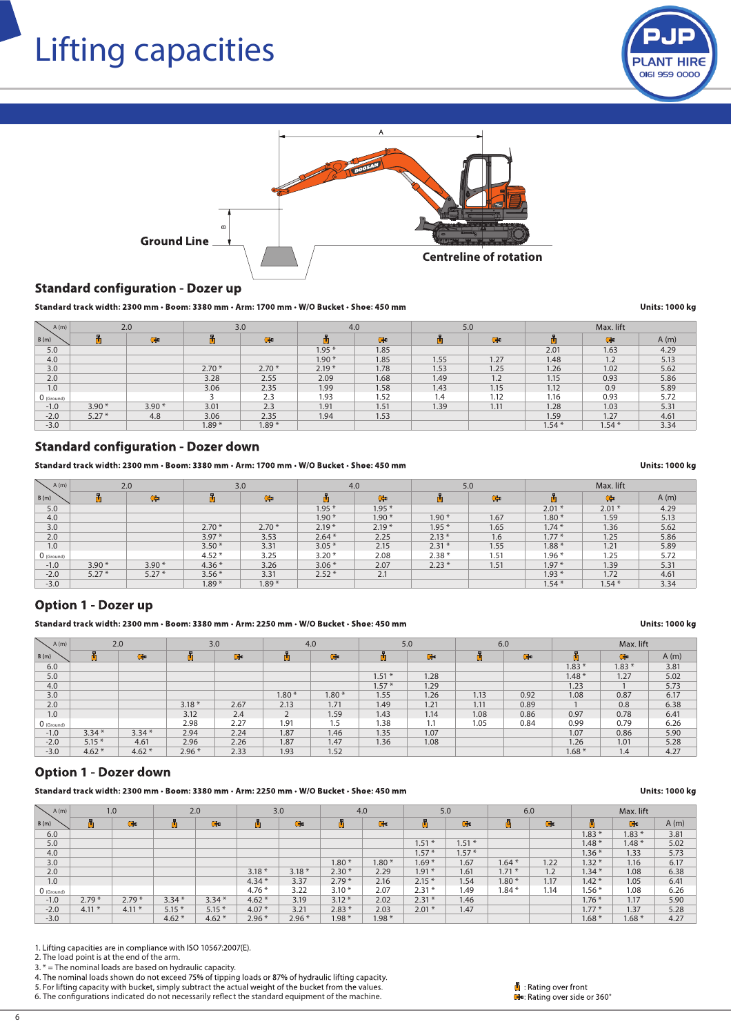# Lifting capacities

PJP PLANT HIRE 0161 959 0000

A

B

Ground Line

Centreline of rotation

## Standard configuration - Dozer up

**Standard track width: 2300 mm • Boom: 3380 mm • Arm: 1700 mm • W/O Bucket • Shoe: 450 mm** **Units: 1000 kg**

| B (m) \ A (m) | 2.0 | | 3.0 | | 4.0 | | 5.0 | | Max. lift | | |
|---|---|---|---|---|---|---|---|---|---|---|---|
| | Front | Side | Front | Side | Front | Side | Front | Side | Front | Side | A (m) |
| 5.0 | | | | | 1.95 * | 1.85 | | | 2.01 | 1.63 | 4.29 |
| 4.0 | | | | | 1.90 * | 1.85 | 1.55 | 1.27 | 1.48 | 1.2 | 5.13 |
| 3.0 | | | 2.70 * | 2.70 * | 2.19 * | 1.78 | 1.53 | 1.25 | 1.26 | 1.02 | 5.62 |
| 2.0 | | | 3.28 | 2.55 | 2.09 | 1.68 | 1.49 | 1.2 | 1.15 | 0.93 | 5.86 |
| 1.0 | | | 3.06 | 2.35 | 1.99 | 1.58 | 1.43 | 1.15 | 1.12 | 0.9 | 5.89 |
| 0 (Ground) | | | 3 | 2.3 | 1.93 | 1.52 | 1.4 | 1.12 | 1.16 | 0.93 | 5.72 |
| -1.0 | 3.90 * | 3.90 * | 3.01 | 2.3 | 1.91 | 1.51 | 1.39 | 1.11 | 1.28 | 1.03 | 5.31 |
| -2.0 | 5.27 * | 4.8 | 3.06 | 2.35 | 1.94 | 1.53 | | | 1.59 | 1.27 | 4.61 |
| -3.0 | | | 1.89 * | 1.89 * | | | | | 1.54 * | 1.54 * | 3.34 |

## Standard configuration - Dozer down

**Standard track width: 2300 mm • Boom: 3380 mm • Arm: 1700 mm • W/O Bucket • Shoe: 450 mm** **Units: 1000 kg**

| B (m) \ A (m) | 2.0 | | 3.0 | | 4.0 | | 5.0 | | Max. lift | | |
|---|---|---|---|---|---|---|---|---|---|---|---|
| | Front | Side | Front | Side | Front | Side | Front | Side | Front | Side | A (m) |
| 5.0 | | | | | 1.95 * | 1.95 * | | | 2.01 * | 2.01 * | 4.29 |
| 4.0 | | | | | 1.90 * | 1.90 * | 1.90 * | 1.67 | 1.80 * | 1.59 | 5.13 |
| 3.0 | | | 2.70 * | 2.70 * | 2.19 * | 2.19 * | 1.95 * | 1.65 | 1.74 * | 1.36 | 5.62 |
| 2.0 | | | 3.97 * | 3.53 | 2.64 * | 2.25 | 2.13 * | 1.6 | 1.77 * | 1.25 | 5.86 |
| 1.0 | | | 3.50 * | 3.31 | 3.05 * | 2.15 | 2.31 * | 1.55 | 1.88 * | 1.21 | 5.89 |
| 0 (Ground) | | | 4.52 * | 3.25 | 3.20 * | 2.08 | 2.38 * | 1.51 | 1.96 * | 1.25 | 5.72 |
| -1.0 | 3.90 * | 3.90 * | 4.36 * | 3.26 | 3.06 * | 2.07 | 2.23 * | 1.51 | 1.97 * | 1.39 | 5.31 |
| -2.0 | 5.27 * | 5.27 * | 3.56 * | 3.31 | 2.52 * | 2.1 | | | 1.93 * | 1.72 | 4.61 |
| -3.0 | | | 1.89 * | 1.89 * | | | | | 1.54 * | 1.54 * | 3.34 |

## Option 1 - Dozer up

**Standard track width: 2300 mm • Boom: 3380 mm • Arm: 2250 mm • W/O Bucket • Shoe: 450 mm** **Units: 1000 kg**

| B (m) \ A (m) | 2.0 | | 3.0 | | 4.0 | | 5.0 | | 6.0 | | Max. lift | | |
|---|---|---|---|---|---|---|---|---|---|---|---|---|---|
| | Front | Side | Front | Side | Front | Side | Front | Side | Front | Side | Front | Side | A (m) |
| 6.0 | | | | | | | | | | | 1.83 * | 1.83 * | 3.81 |
| 5.0 | | | | | | | 1.51 * | 1.28 | | | 1.48 * | 1.27 | 5.02 |
| 4.0 | | | | | | | 1.57 * | 1.29 | | | 1.23 | 1 | 5.73 |
| 3.0 | | | | | 1.80 * | 1.80 * | 1.55 | 1.26 | 1.13 | 0.92 | 1.08 | 0.87 | 6.17 |
| 2.0 | | | 3.18 * | 2.67 | 2.13 | 1.71 | 1.49 | 1.21 | 1.11 | 0.89 | 1 | 0.8 | 6.38 |
| 1.0 | | | 3.12 | 2.4 | 2 | 1.59 | 1.43 | 1.14 | 1.08 | 0.86 | 0.97 | 0.78 | 6.41 |
| 0 (Ground) | | | 2.98 | 2.27 | 1.91 | 1.5 | 1.38 | 1.1 | 1.05 | 0.84 | 0.99 | 0.79 | 6.26 |
| -1.0 | 3.34 * | 3.34 * | 2.94 | 2.24 | 1.87 | 1.46 | 1.35 | 1.07 | | | 1.07 | 0.86 | 5.90 |
| -2.0 | 5.15 * | 4.61 | 2.96 | 2.26 | 1.87 | 1.47 | 1.36 | 1.08 | | | 1.26 | 1.01 | 5.28 |
| -3.0 | 4.62 * | 4.62 * | 2.96 * | 2.33 | 1.93 | 1.52 | | | | | 1.68 * | 1.4 | 4.27 |

## Option 1 - Dozer down

**Standard track width: 2300 mm • Boom: 3380 mm • Arm: 2250 mm • W/O Bucket • Shoe: 450 mm** **Units: 1000 kg**

| B (m) \ A (m) | 1.0 | | 2.0 | | 3.0 | | 4.0 | | 5.0 | | 6.0 | | Max. lift | | |
|---|---|---|---|---|---|---|---|---|---|---|---|---|---|---|---|
| | Front | Side | Front | Side | Front | Side | Front | Side | Front | Side | Front | Side | Front | Side | A (m) |
| 6.0 | | | | | | | | | | | | | 1.83 * | 1.83 * | 3.81 |
| 5.0 | | | | | | | | | 1.51 * | 1.51 * | | | 1.48 * | 1.48 * | 5.02 |
| 4.0 | | | | | | | | | 1.57 * | 1.57 * | | | 1.36 * | 1.33 | 5.73 |
| 3.0 | | | | | | | 1.80 * | 1.80 * | 1.69 * | 1.67 | 1.64 * | 1.22 | 1.32 * | 1.16 | 6.17 |
| 2.0 | | | | | 3.18 * | 3.18 * | 2.30 * | 2.29 | 1.91 * | 1.61 | 1.71 * | 1.2 | 1.34 * | 1.08 | 6.38 |
| 1.0 | | | | | 4.34 * | 3.37 | 2.79 * | 2.16 | 2.15 * | 1.54 | 1.80 * | 1.17 | 1.42 * | 1.05 | 6.41 |
| 0 (Ground) | | | | | 4.76 * | 3.22 | 3.10 * | 2.07 | 2.31 * | 1.49 | 1.84 * | 1.14 | 1.56 * | 1.08 | 6.26 |
| -1.0 | 2.79 * | 2.79 * | 3.34 * | 3.34 * | 4.62 * | 3.19 | 3.12 * | 2.02 | 2.31 * | 1.46 | | | 1.76 * | 1.17 | 5.90 |
| -2.0 | 4.11 * | 4.11 * | 5.15 * | 5.15 * | 4.07 * | 3.21 | 2.83 * | 2.03 | 2.01 * | 1.47 | | | 1.77 * | 1.37 | 5.28 |
| -3.0 | | | 4.62 * | 4.62 * | 2.96 * | 2.96 * | 1.98 * | 1.98 * | | | | | 1.68 * | 1.68 * | 4.27 |

1. Lifting capacities are in compliance with ISO 10567:2007(E).
2. The load point is at the end of the arm.
3. * = The nominal loads are based on hydraulic capacity.
4. The nominal loads shown do not exceed 75% of tipping loads or 87% of hydraulic lifting capacity.
5. For lifting capacity with bucket, simply subtract the actual weight of the bucket from the values.
6. The configurations indicated do not necessarily reflect the standard equipment of the machine.

Front: Rating over front
Side: Rating over side or 360°